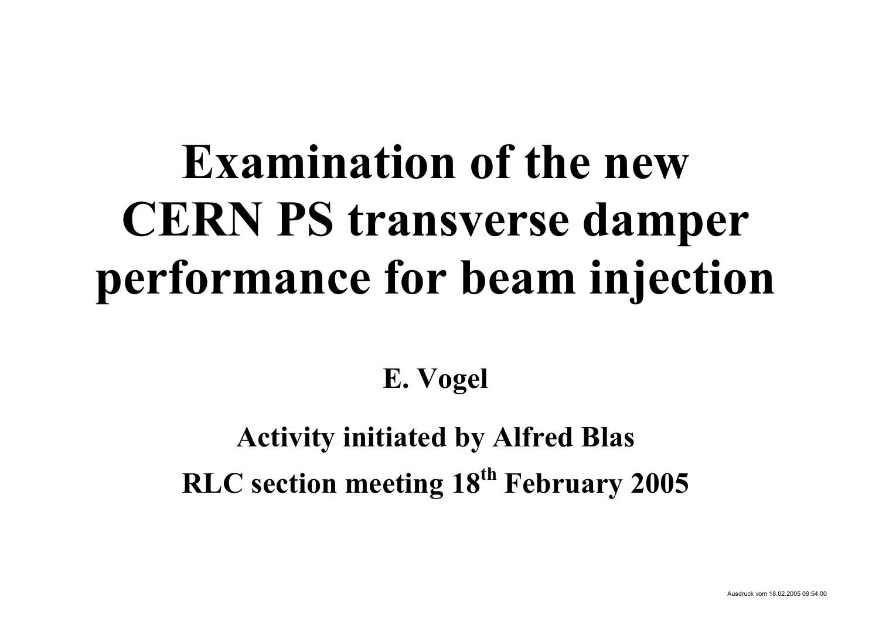# Examination of the new CERN PS transverse damper performance for beam injection

**E. Vogel**

**Activity initiated by Alfred Blas**

**RLC section meeting 18th February 2005**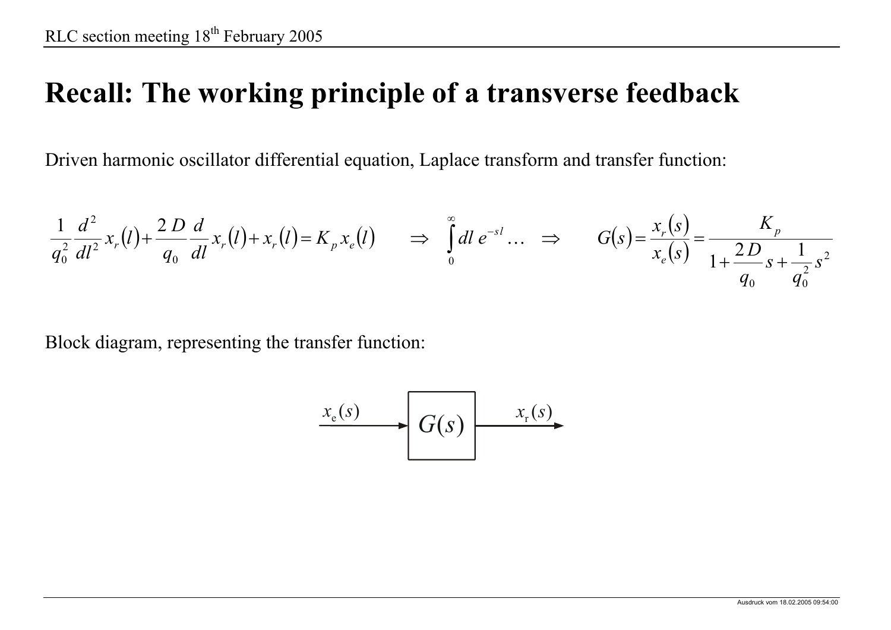# Recall: The working principle of a transverse feedback

Driven harmonic oscillator differential equation, Laplace transform and transfer function:

$$\frac{1}{q_0^2}\frac{d^2}{dl^2}x_r(l)+\frac{2D}{q_0}\frac{d}{dl}x_r(l)+x_r(l)=K_p x_e(l) \quad \Rightarrow \quad \int_0^\infty dl\, e^{-sl}\ldots \quad \Rightarrow \quad G(s)=\frac{x_r(s)}{x_e(s)}=\frac{K_p}{1+\frac{2D}{q_0}s+\frac{1}{q_0^2}s^2}$$

Block diagram, representing the transfer function:

$$x_e(s) \longrightarrow \boxed{G(s)} \longrightarrow x_r(s)$$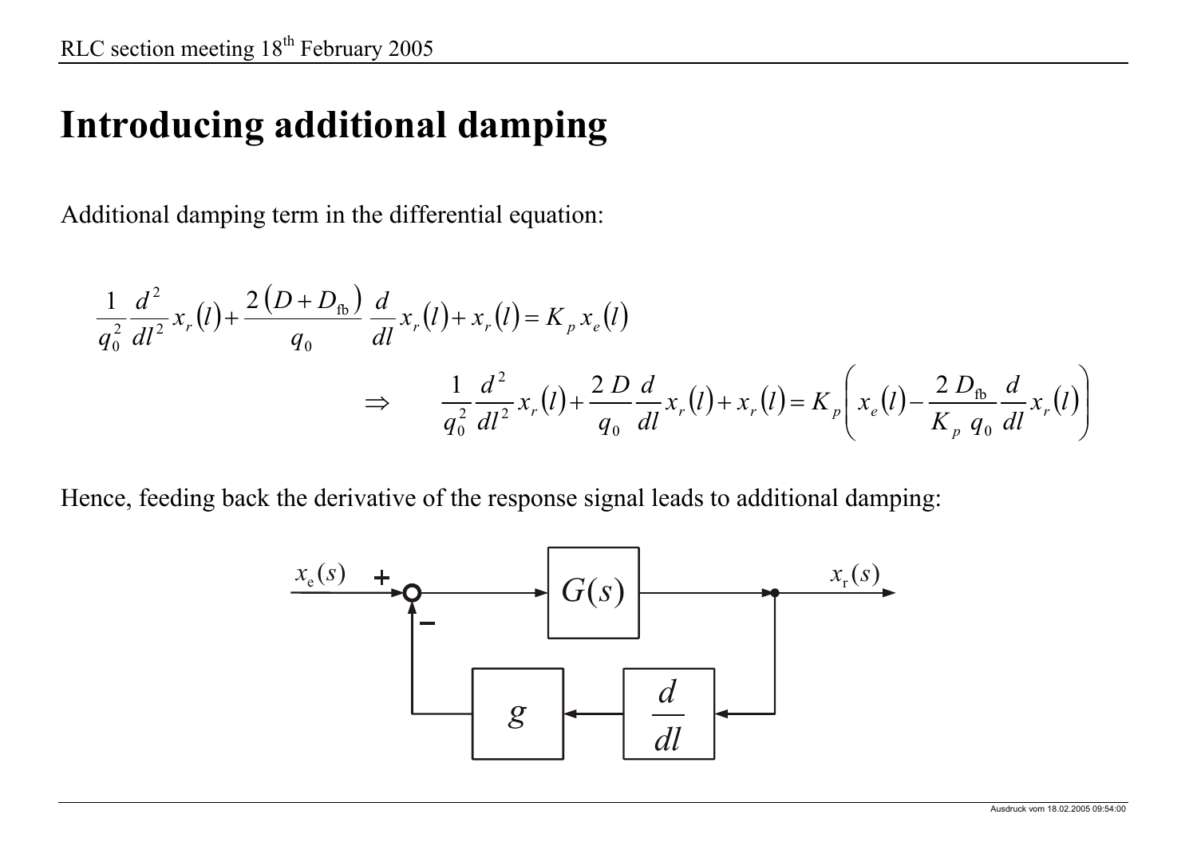# Introducing additional damping

Additional damping term in the differential equation:

$$\frac{1}{q_0^2}\frac{d^2}{dl^2}x_r(l) + \frac{2\left(D + D_{\text{fb}}\right)}{q_0}\frac{d}{dl}x_r(l) + x_r(l) = K_p\, x_e(l)$$

$$\Rightarrow \qquad \frac{1}{q_0^2}\frac{d^2}{dl^2}x_r(l) + \frac{2\,D}{q_0}\frac{d}{dl}x_r(l) + x_r(l) = K_p\left(x_e(l) - \frac{2\,D_{\text{fb}}}{K_p\,q_0}\frac{d}{dl}x_r(l)\right)$$

Hence, feeding back the derivative of the response signal leads to additional damping:

$x_e(s)$ → (+) summing junction → $G(s)$ → $x_r(s)$; feedback path: $x_r(s)$ → $\frac{d}{dl}$ → $g$ → (−) summing junction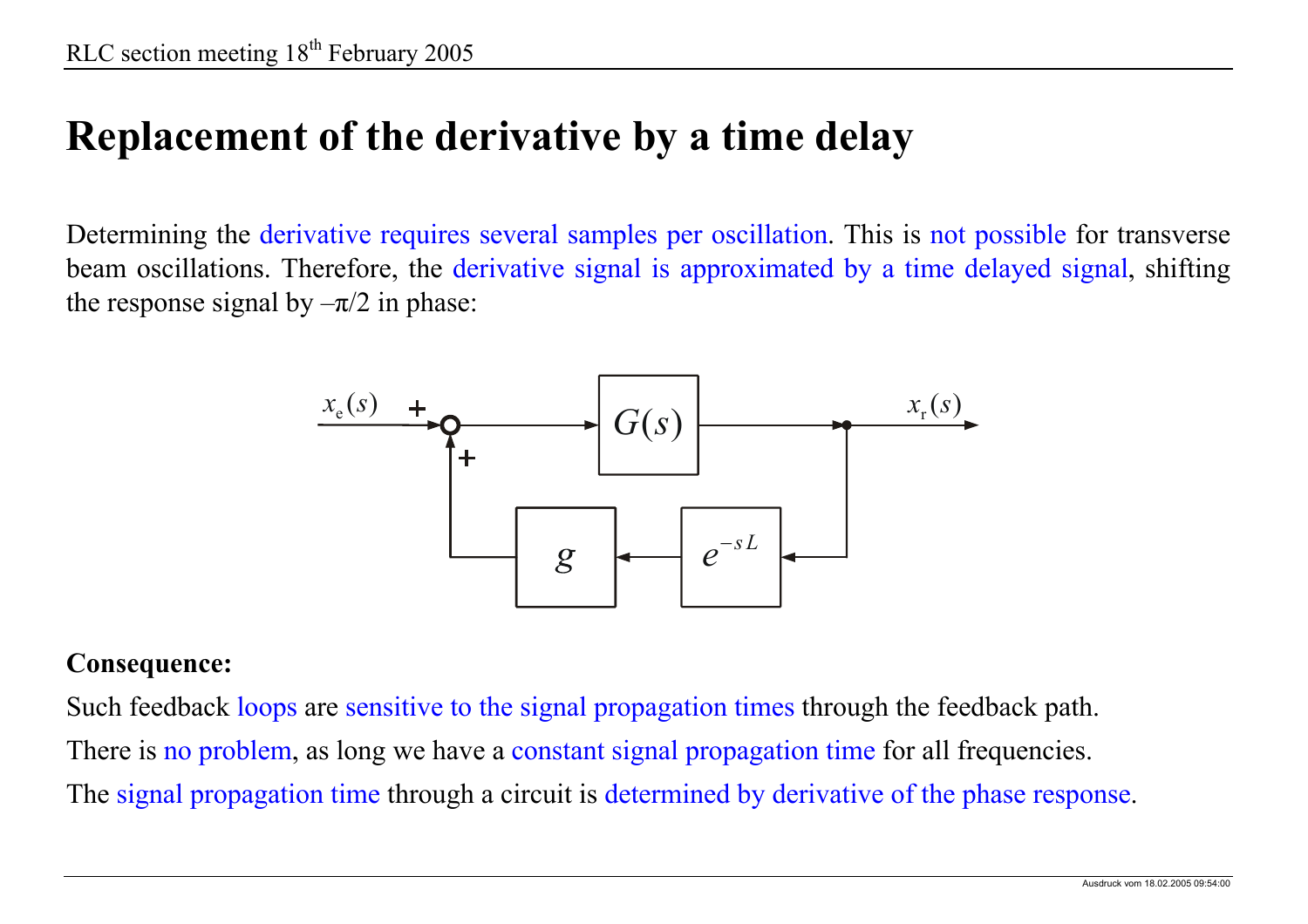# Replacement of the derivative by a time delay

Determining the derivative requires several samples per oscillation. This is not possible for transverse beam oscillations. Therefore, the derivative signal is approximated by a time delayed signal, shifting the response signal by –π/2 in phase:

**Consequence:**

Such feedback loops are sensitive to the signal propagation times through the feedback path.

There is no problem, as long we have a constant signal propagation time for all frequencies.

The signal propagation time through a circuit is determined by derivative of the phase response.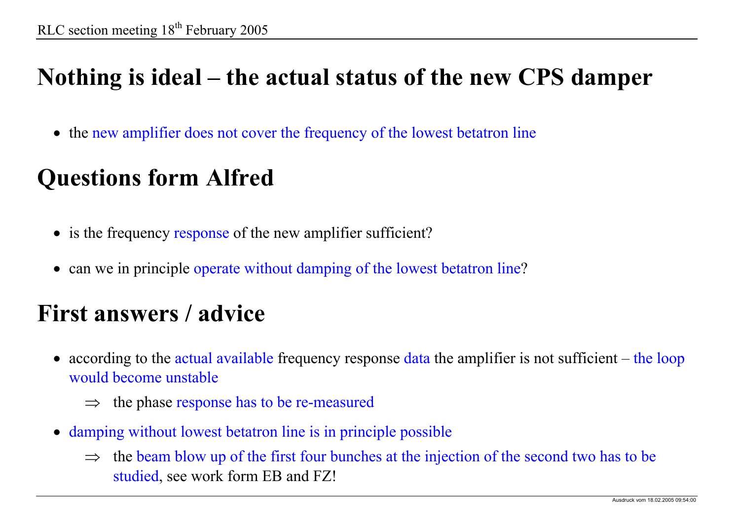# Nothing is ideal – the actual status of the new CPS damper

- the new amplifier does not cover the frequency of the lowest betatron line

# Questions form Alfred

- is the frequency response of the new amplifier sufficient?
- can we in principle operate without damping of the lowest betatron line?

# First answers / advice

- according to the actual available frequency response data the amplifier is not sufficient – the loop would become unstable
  - ⇒ the phase response has to be re-measured
- damping without lowest betatron line is in principle possible
  - ⇒ the beam blow up of the first four bunches at the injection of the second two has to be studied, see work form EB and FZ!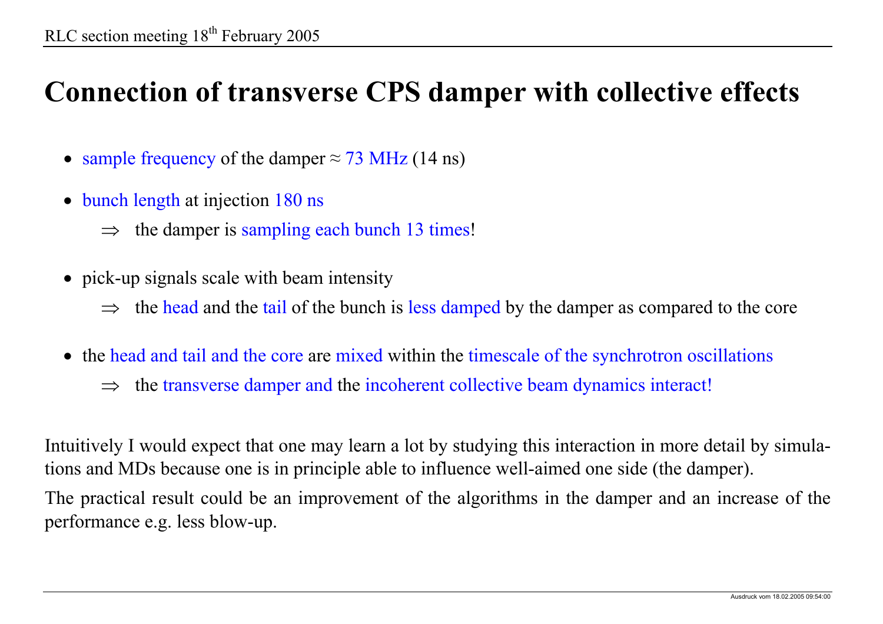# Connection of transverse CPS damper with collective effects

- sample frequency of the damper ≈ 73 MHz (14 ns)
- bunch length at injection 180 ns
  - ⇒ the damper is sampling each bunch 13 times!
- pick-up signals scale with beam intensity
  - ⇒ the head and the tail of the bunch is less damped by the damper as compared to the core
- the head and tail and the core are mixed within the timescale of the synchrotron oscillations
  - ⇒ the transverse damper and the incoherent collective beam dynamics interact!

Intuitively I would expect that one may learn a lot by studying this interaction in more detail by simulations and MDs because one is in principle able to influence well-aimed one side (the damper).

The practical result could be an improvement of the algorithms in the damper and an increase of the performance e.g. less blow-up.